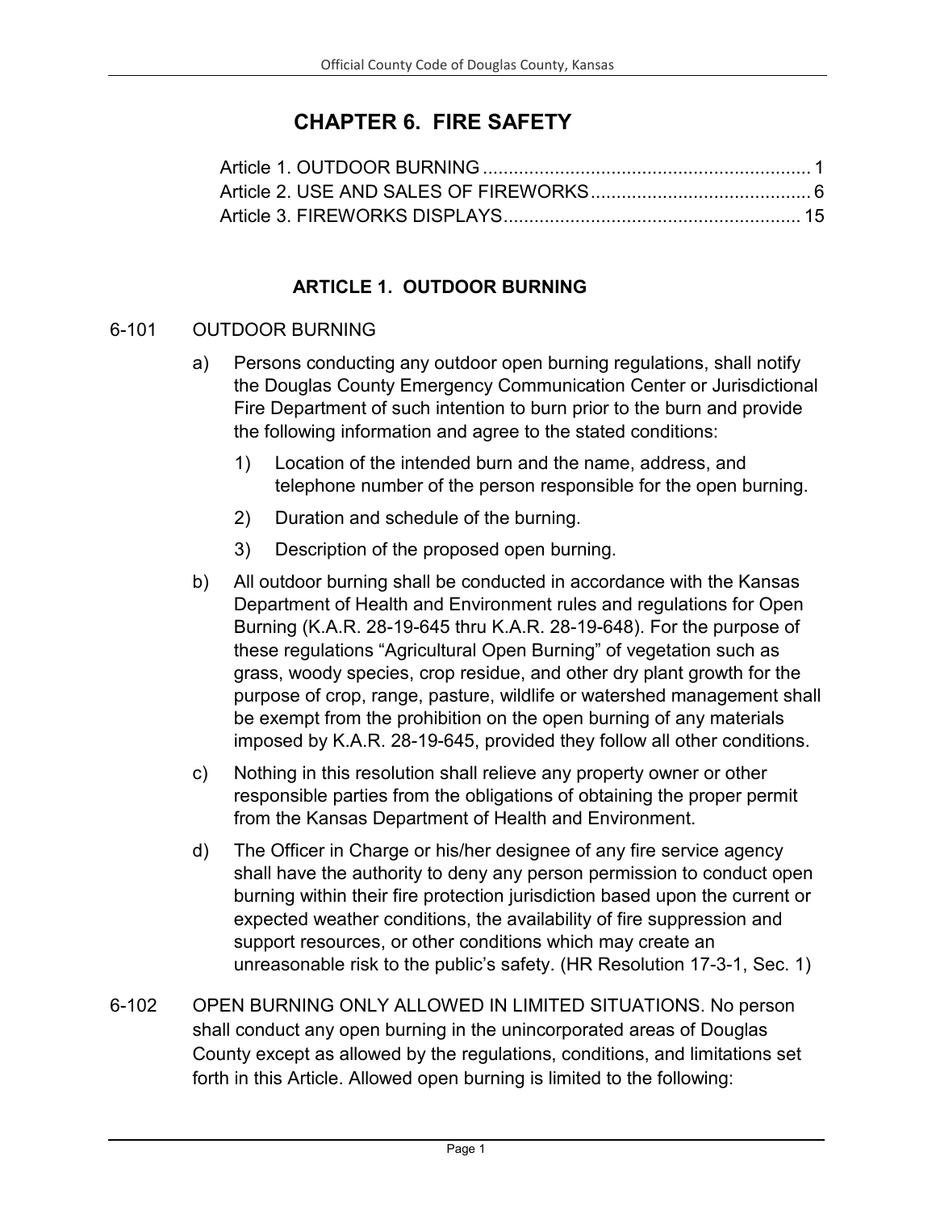# CHAPTER 6. FIRE SAFETY

Article 1. OUTDOOR BURNING ................................................................ 1
Article 2. USE AND SALES OF FIREWORKS ........................................... 6
Article 3. FIREWORKS DISPLAYS ......................................................... 15

## ARTICLE 1. OUTDOOR BURNING

6-101 OUTDOOR BURNING

a) Persons conducting any outdoor open burning regulations, shall notify the Douglas County Emergency Communication Center or Jurisdictional Fire Department of such intention to burn prior to the burn and provide the following information and agree to the stated conditions:

   1) Location of the intended burn and the name, address, and telephone number of the person responsible for the open burning.

   2) Duration and schedule of the burning.

   3) Description of the proposed open burning.

b) All outdoor burning shall be conducted in accordance with the Kansas Department of Health and Environment rules and regulations for Open Burning (K.A.R. 28-19-645 thru K.A.R. 28-19-648). For the purpose of these regulations "Agricultural Open Burning" of vegetation such as grass, woody species, crop residue, and other dry plant growth for the purpose of crop, range, pasture, wildlife or watershed management shall be exempt from the prohibition on the open burning of any materials imposed by K.A.R. 28-19-645, provided they follow all other conditions.

c) Nothing in this resolution shall relieve any property owner or other responsible parties from the obligations of obtaining the proper permit from the Kansas Department of Health and Environment.

d) The Officer in Charge or his/her designee of any fire service agency shall have the authority to deny any person permission to conduct open burning within their fire protection jurisdiction based upon the current or expected weather conditions, the availability of fire suppression and support resources, or other conditions which may create an unreasonable risk to the public's safety. (HR Resolution 17-3-1, Sec. 1)

6-102 OPEN BURNING ONLY ALLOWED IN LIMITED SITUATIONS. No person shall conduct any open burning in the unincorporated areas of Douglas County except as allowed by the regulations, conditions, and limitations set forth in this Article. Allowed open burning is limited to the following: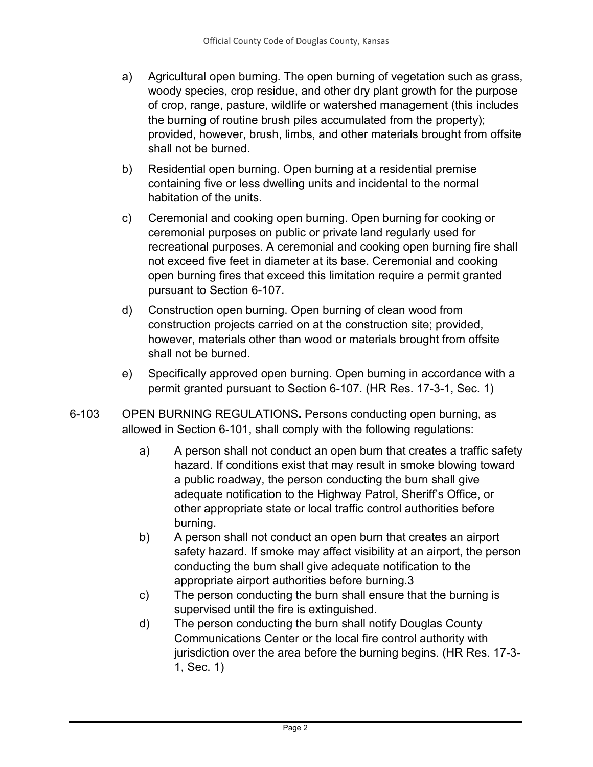a) Agricultural open burning. The open burning of vegetation such as grass, woody species, crop residue, and other dry plant growth for the purpose of crop, range, pasture, wildlife or watershed management (this includes the burning of routine brush piles accumulated from the property); provided, however, brush, limbs, and other materials brought from offsite shall not be burned.

b) Residential open burning. Open burning at a residential premise containing five or less dwelling units and incidental to the normal habitation of the units.

c) Ceremonial and cooking open burning. Open burning for cooking or ceremonial purposes on public or private land regularly used for recreational purposes. A ceremonial and cooking open burning fire shall not exceed five feet in diameter at its base. Ceremonial and cooking open burning fires that exceed this limitation require a permit granted pursuant to Section 6-107.

d) Construction open burning. Open burning of clean wood from construction projects carried on at the construction site; provided, however, materials other than wood or materials brought from offsite shall not be burned.

e) Specifically approved open burning. Open burning in accordance with a permit granted pursuant to Section 6-107. (HR Res. 17-3-1, Sec. 1)

6-103 OPEN BURNING REGULATIONS**.** Persons conducting open burning, as allowed in Section 6-101, shall comply with the following regulations:

a) A person shall not conduct an open burn that creates a traffic safety hazard. If conditions exist that may result in smoke blowing toward a public roadway, the person conducting the burn shall give adequate notification to the Highway Patrol, Sheriff's Office, or other appropriate state or local traffic control authorities before burning.

b) A person shall not conduct an open burn that creates an airport safety hazard. If smoke may affect visibility at an airport, the person conducting the burn shall give adequate notification to the appropriate airport authorities before burning.3

c) The person conducting the burn shall ensure that the burning is supervised until the fire is extinguished.

d) The person conducting the burn shall notify Douglas County Communications Center or the local fire control authority with jurisdiction over the area before the burning begins. (HR Res. 17-3-1, Sec. 1)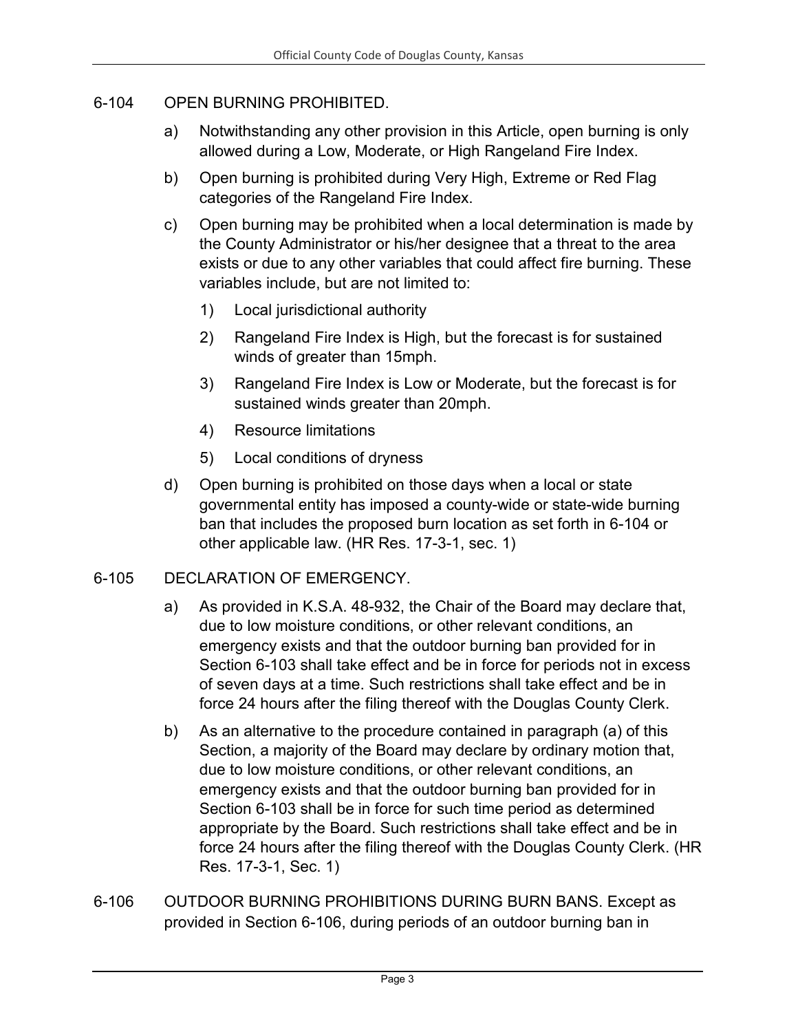6-104 OPEN BURNING PROHIBITED.

a) Notwithstanding any other provision in this Article, open burning is only allowed during a Low, Moderate, or High Rangeland Fire Index.

b) Open burning is prohibited during Very High, Extreme or Red Flag categories of the Rangeland Fire Index.

c) Open burning may be prohibited when a local determination is made by the County Administrator or his/her designee that a threat to the area exists or due to any other variables that could affect fire burning. These variables include, but are not limited to:

1) Local jurisdictional authority

2) Rangeland Fire Index is High, but the forecast is for sustained winds of greater than 15mph.

3) Rangeland Fire Index is Low or Moderate, but the forecast is for sustained winds greater than 20mph.

4) Resource limitations

5) Local conditions of dryness

d) Open burning is prohibited on those days when a local or state governmental entity has imposed a county-wide or state-wide burning ban that includes the proposed burn location as set forth in 6-104 or other applicable law. (HR Res. 17-3-1, sec. 1)

6-105 DECLARATION OF EMERGENCY.

a) As provided in K.S.A. 48-932, the Chair of the Board may declare that, due to low moisture conditions, or other relevant conditions, an emergency exists and that the outdoor burning ban provided for in Section 6-103 shall take effect and be in force for periods not in excess of seven days at a time. Such restrictions shall take effect and be in force 24 hours after the filing thereof with the Douglas County Clerk.

b) As an alternative to the procedure contained in paragraph (a) of this Section, a majority of the Board may declare by ordinary motion that, due to low moisture conditions, or other relevant conditions, an emergency exists and that the outdoor burning ban provided for in Section 6-103 shall be in force for such time period as determined appropriate by the Board. Such restrictions shall take effect and be in force 24 hours after the filing thereof with the Douglas County Clerk. (HR Res. 17-3-1, Sec. 1)

6-106 OUTDOOR BURNING PROHIBITIONS DURING BURN BANS. Except as provided in Section 6-106, during periods of an outdoor burning ban in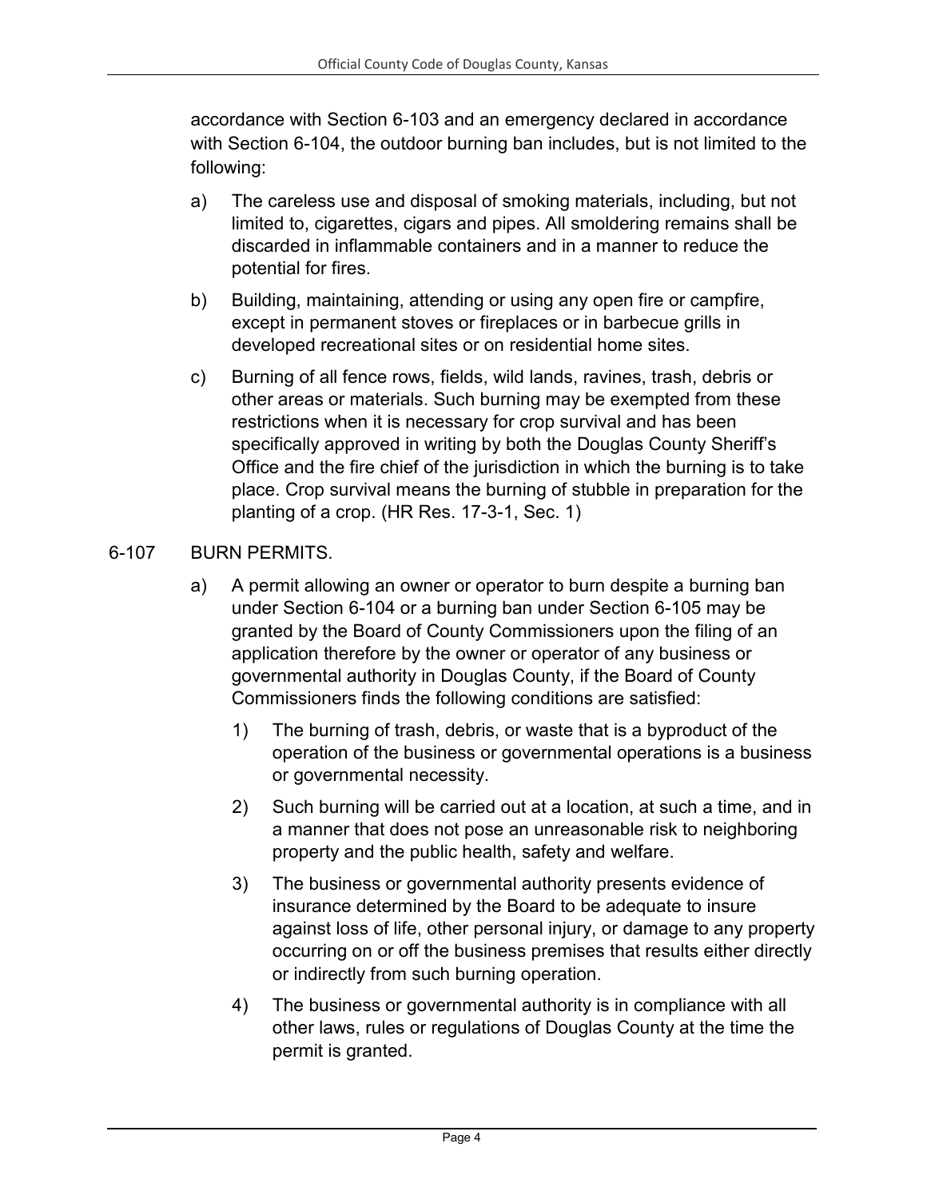accordance with Section 6-103 and an emergency declared in accordance with Section 6-104, the outdoor burning ban includes, but is not limited to the following:

a) The careless use and disposal of smoking materials, including, but not limited to, cigarettes, cigars and pipes. All smoldering remains shall be discarded in inflammable containers and in a manner to reduce the potential for fires.

b) Building, maintaining, attending or using any open fire or campfire, except in permanent stoves or fireplaces or in barbecue grills in developed recreational sites or on residential home sites.

c) Burning of all fence rows, fields, wild lands, ravines, trash, debris or other areas or materials. Such burning may be exempted from these restrictions when it is necessary for crop survival and has been specifically approved in writing by both the Douglas County Sheriff's Office and the fire chief of the jurisdiction in which the burning is to take place. Crop survival means the burning of stubble in preparation for the planting of a crop. (HR Res. 17-3-1, Sec. 1)

## 6-107 BURN PERMITS.

a) A permit allowing an owner or operator to burn despite a burning ban under Section 6-104 or a burning ban under Section 6-105 may be granted by the Board of County Commissioners upon the filing of an application therefore by the owner or operator of any business or governmental authority in Douglas County, if the Board of County Commissioners finds the following conditions are satisfied:

   1) The burning of trash, debris, or waste that is a byproduct of the operation of the business or governmental operations is a business or governmental necessity.

   2) Such burning will be carried out at a location, at such a time, and in a manner that does not pose an unreasonable risk to neighboring property and the public health, safety and welfare.

   3) The business or governmental authority presents evidence of insurance determined by the Board to be adequate to insure against loss of life, other personal injury, or damage to any property occurring on or off the business premises that results either directly or indirectly from such burning operation.

   4) The business or governmental authority is in compliance with all other laws, rules or regulations of Douglas County at the time the permit is granted.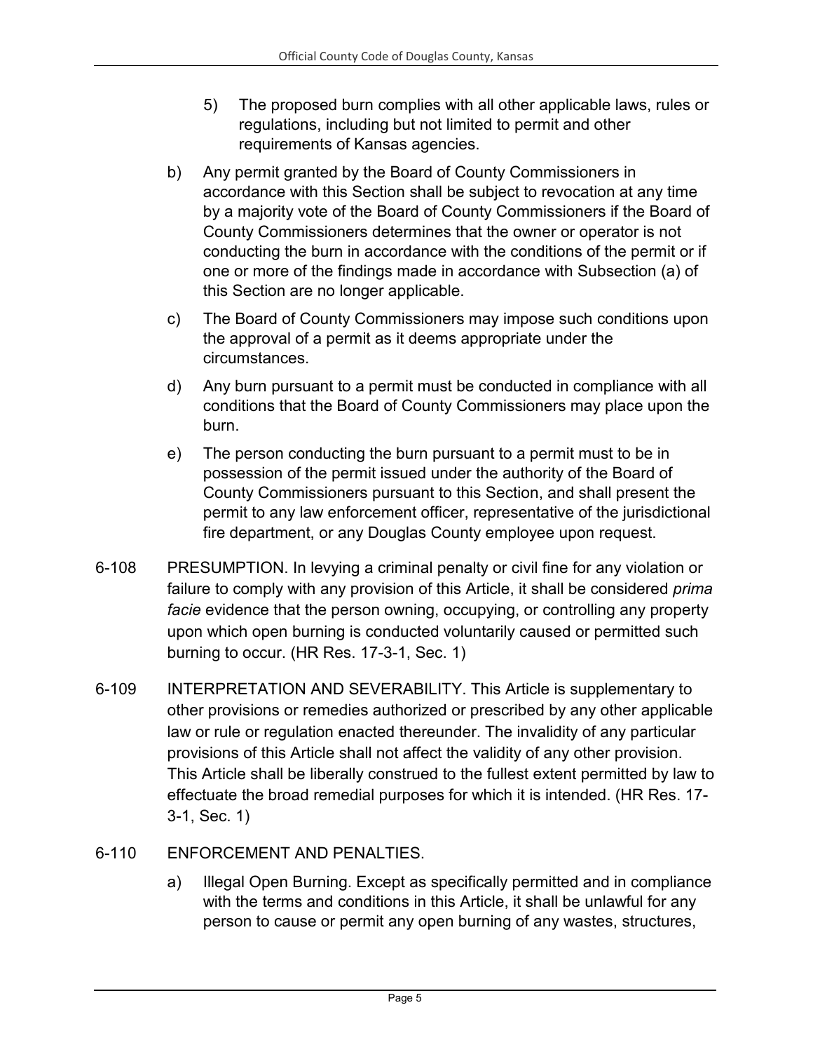5) The proposed burn complies with all other applicable laws, rules or regulations, including but not limited to permit and other requirements of Kansas agencies.

b) Any permit granted by the Board of County Commissioners in accordance with this Section shall be subject to revocation at any time by a majority vote of the Board of County Commissioners if the Board of County Commissioners determines that the owner or operator is not conducting the burn in accordance with the conditions of the permit or if one or more of the findings made in accordance with Subsection (a) of this Section are no longer applicable.

c) The Board of County Commissioners may impose such conditions upon the approval of a permit as it deems appropriate under the circumstances.

d) Any burn pursuant to a permit must be conducted in compliance with all conditions that the Board of County Commissioners may place upon the burn.

e) The person conducting the burn pursuant to a permit must to be in possession of the permit issued under the authority of the Board of County Commissioners pursuant to this Section, and shall present the permit to any law enforcement officer, representative of the jurisdictional fire department, or any Douglas County employee upon request.

6-108 PRESUMPTION. In levying a criminal penalty or civil fine for any violation or failure to comply with any provision of this Article, it shall be considered *prima facie* evidence that the person owning, occupying, or controlling any property upon which open burning is conducted voluntarily caused or permitted such burning to occur. (HR Res. 17-3-1, Sec. 1)

6-109 INTERPRETATION AND SEVERABILITY. This Article is supplementary to other provisions or remedies authorized or prescribed by any other applicable law or rule or regulation enacted thereunder. The invalidity of any particular provisions of this Article shall not affect the validity of any other provision. This Article shall be liberally construed to the fullest extent permitted by law to effectuate the broad remedial purposes for which it is intended. (HR Res. 17-3-1, Sec. 1)

6-110 ENFORCEMENT AND PENALTIES.

a) Illegal Open Burning. Except as specifically permitted and in compliance with the terms and conditions in this Article, it shall be unlawful for any person to cause or permit any open burning of any wastes, structures,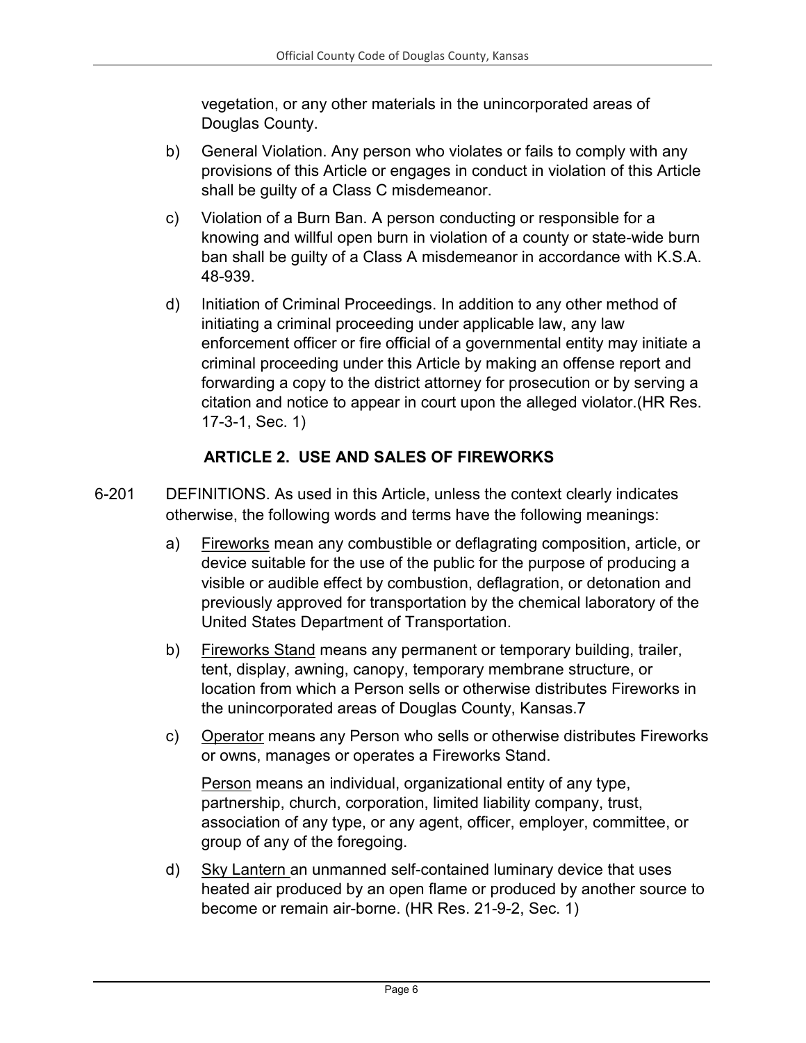vegetation, or any other materials in the unincorporated areas of Douglas County.

b) General Violation. Any person who violates or fails to comply with any provisions of this Article or engages in conduct in violation of this Article shall be guilty of a Class C misdemeanor.

c) Violation of a Burn Ban. A person conducting or responsible for a knowing and willful open burn in violation of a county or state-wide burn ban shall be guilty of a Class A misdemeanor in accordance with K.S.A. 48-939.

d) Initiation of Criminal Proceedings. In addition to any other method of initiating a criminal proceeding under applicable law, any law enforcement officer or fire official of a governmental entity may initiate a criminal proceeding under this Article by making an offense report and forwarding a copy to the district attorney for prosecution or by serving a citation and notice to appear in court upon the alleged violator.(HR Res. 17-3-1, Sec. 1)

## ARTICLE 2. USE AND SALES OF FIREWORKS

6-201 DEFINITIONS. As used in this Article, unless the context clearly indicates otherwise, the following words and terms have the following meanings:

a) Fireworks mean any combustible or deflagrating composition, article, or device suitable for the use of the public for the purpose of producing a visible or audible effect by combustion, deflagration, or detonation and previously approved for transportation by the chemical laboratory of the United States Department of Transportation.

b) Fireworks Stand means any permanent or temporary building, trailer, tent, display, awning, canopy, temporary membrane structure, or location from which a Person sells or otherwise distributes Fireworks in the unincorporated areas of Douglas County, Kansas.7

c) Operator means any Person who sells or otherwise distributes Fireworks or owns, manages or operates a Fireworks Stand.

Person means an individual, organizational entity of any type, partnership, church, corporation, limited liability company, trust, association of any type, or any agent, officer, employer, committee, or group of any of the foregoing.

d) Sky Lantern an unmanned self-contained luminary device that uses heated air produced by an open flame or produced by another source to become or remain air-borne. (HR Res. 21-9-2, Sec. 1)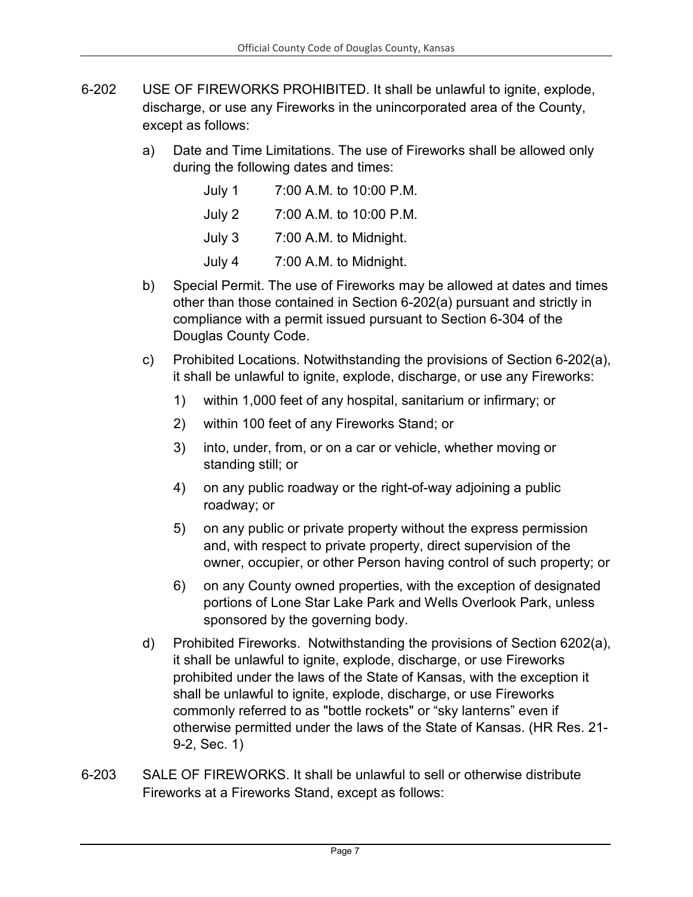6-202 USE OF FIREWORKS PROHIBITED. It shall be unlawful to ignite, explode, discharge, or use any Fireworks in the unincorporated area of the County, except as follows:

a) Date and Time Limitations. The use of Fireworks shall be allowed only during the following dates and times:

| | |
|---|---|
| July 1 | 7:00 A.M. to 10:00 P.M. |
| July 2 | 7:00 A.M. to 10:00 P.M. |
| July 3 | 7:00 A.M. to Midnight. |
| July 4 | 7:00 A.M. to Midnight. |

b) Special Permit. The use of Fireworks may be allowed at dates and times other than those contained in Section 6-202(a) pursuant and strictly in compliance with a permit issued pursuant to Section 6-304 of the Douglas County Code.

c) Prohibited Locations. Notwithstanding the provisions of Section 6-202(a), it shall be unlawful to ignite, explode, discharge, or use any Fireworks:

1) within 1,000 feet of any hospital, sanitarium or infirmary; or

2) within 100 feet of any Fireworks Stand; or

3) into, under, from, or on a car or vehicle, whether moving or standing still; or

4) on any public roadway or the right-of-way adjoining a public roadway; or

5) on any public or private property without the express permission and, with respect to private property, direct supervision of the owner, occupier, or other Person having control of such property; or

6) on any County owned properties, with the exception of designated portions of Lone Star Lake Park and Wells Overlook Park, unless sponsored by the governing body.

d) Prohibited Fireworks. Notwithstanding the provisions of Section 6202(a), it shall be unlawful to ignite, explode, discharge, or use Fireworks prohibited under the laws of the State of Kansas, with the exception it shall be unlawful to ignite, explode, discharge, or use Fireworks commonly referred to as "bottle rockets" or "sky lanterns" even if otherwise permitted under the laws of the State of Kansas. (HR Res. 21-9-2, Sec. 1)

6-203 SALE OF FIREWORKS. It shall be unlawful to sell or otherwise distribute Fireworks at a Fireworks Stand, except as follows: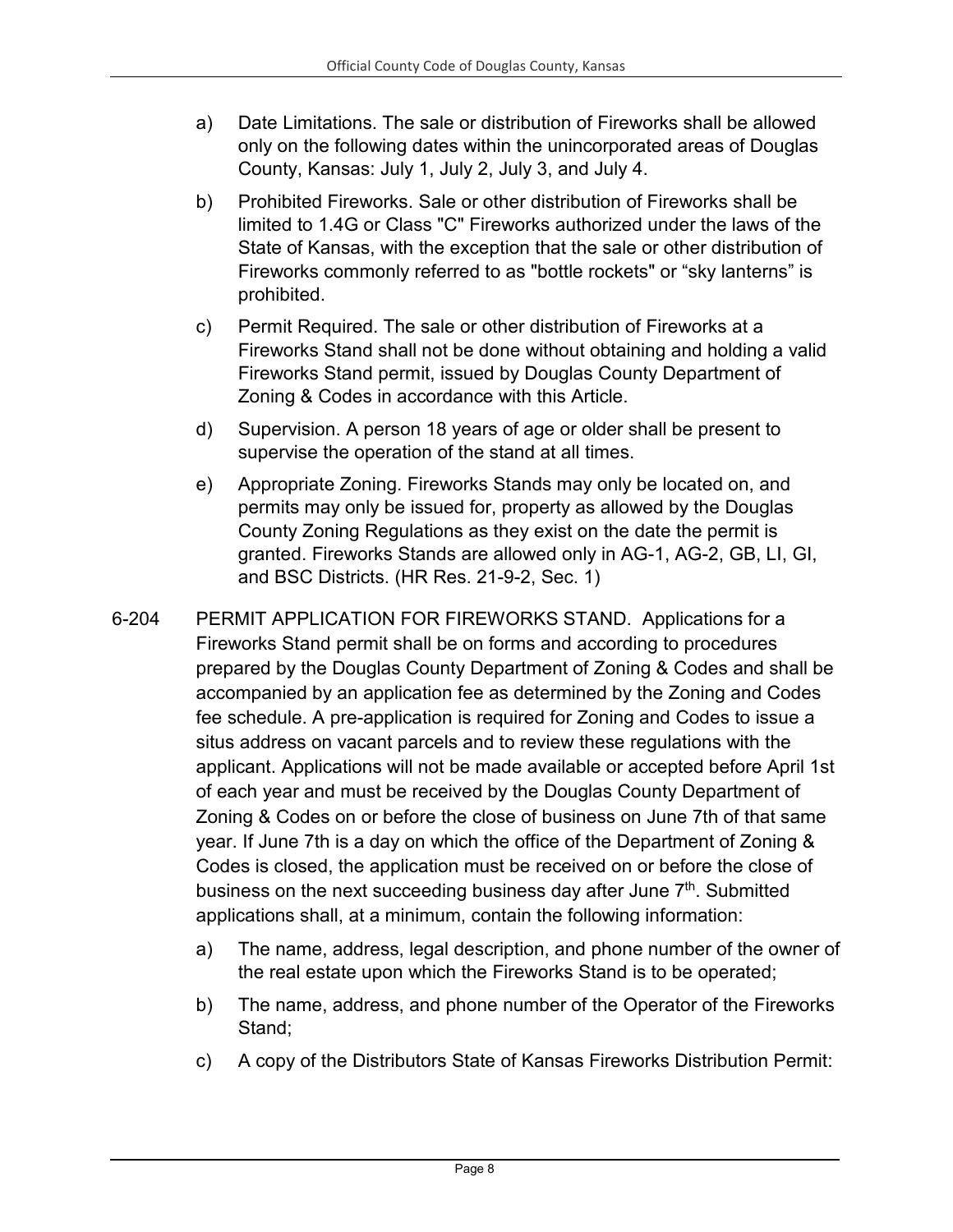a) Date Limitations. The sale or distribution of Fireworks shall be allowed only on the following dates within the unincorporated areas of Douglas County, Kansas: July 1, July 2, July 3, and July 4.

b) Prohibited Fireworks. Sale or other distribution of Fireworks shall be limited to 1.4G or Class "C" Fireworks authorized under the laws of the State of Kansas, with the exception that the sale or other distribution of Fireworks commonly referred to as "bottle rockets" or "sky lanterns" is prohibited.

c) Permit Required. The sale or other distribution of Fireworks at a Fireworks Stand shall not be done without obtaining and holding a valid Fireworks Stand permit, issued by Douglas County Department of Zoning & Codes in accordance with this Article.

d) Supervision. A person 18 years of age or older shall be present to supervise the operation of the stand at all times.

e) Appropriate Zoning. Fireworks Stands may only be located on, and permits may only be issued for, property as allowed by the Douglas County Zoning Regulations as they exist on the date the permit is granted. Fireworks Stands are allowed only in AG-1, AG-2, GB, LI, GI, and BSC Districts. (HR Res. 21-9-2, Sec. 1)

6-204 PERMIT APPLICATION FOR FIREWORKS STAND. Applications for a Fireworks Stand permit shall be on forms and according to procedures prepared by the Douglas County Department of Zoning & Codes and shall be accompanied by an application fee as determined by the Zoning and Codes fee schedule. A pre-application is required for Zoning and Codes to issue a situs address on vacant parcels and to review these regulations with the applicant. Applications will not be made available or accepted before April 1st of each year and must be received by the Douglas County Department of Zoning & Codes on or before the close of business on June 7th of that same year. If June 7th is a day on which the office of the Department of Zoning & Codes is closed, the application must be received on or before the close of business on the next succeeding business day after June 7th. Submitted applications shall, at a minimum, contain the following information:

a) The name, address, legal description, and phone number of the owner of the real estate upon which the Fireworks Stand is to be operated;

b) The name, address, and phone number of the Operator of the Fireworks Stand;

c) A copy of the Distributors State of Kansas Fireworks Distribution Permit: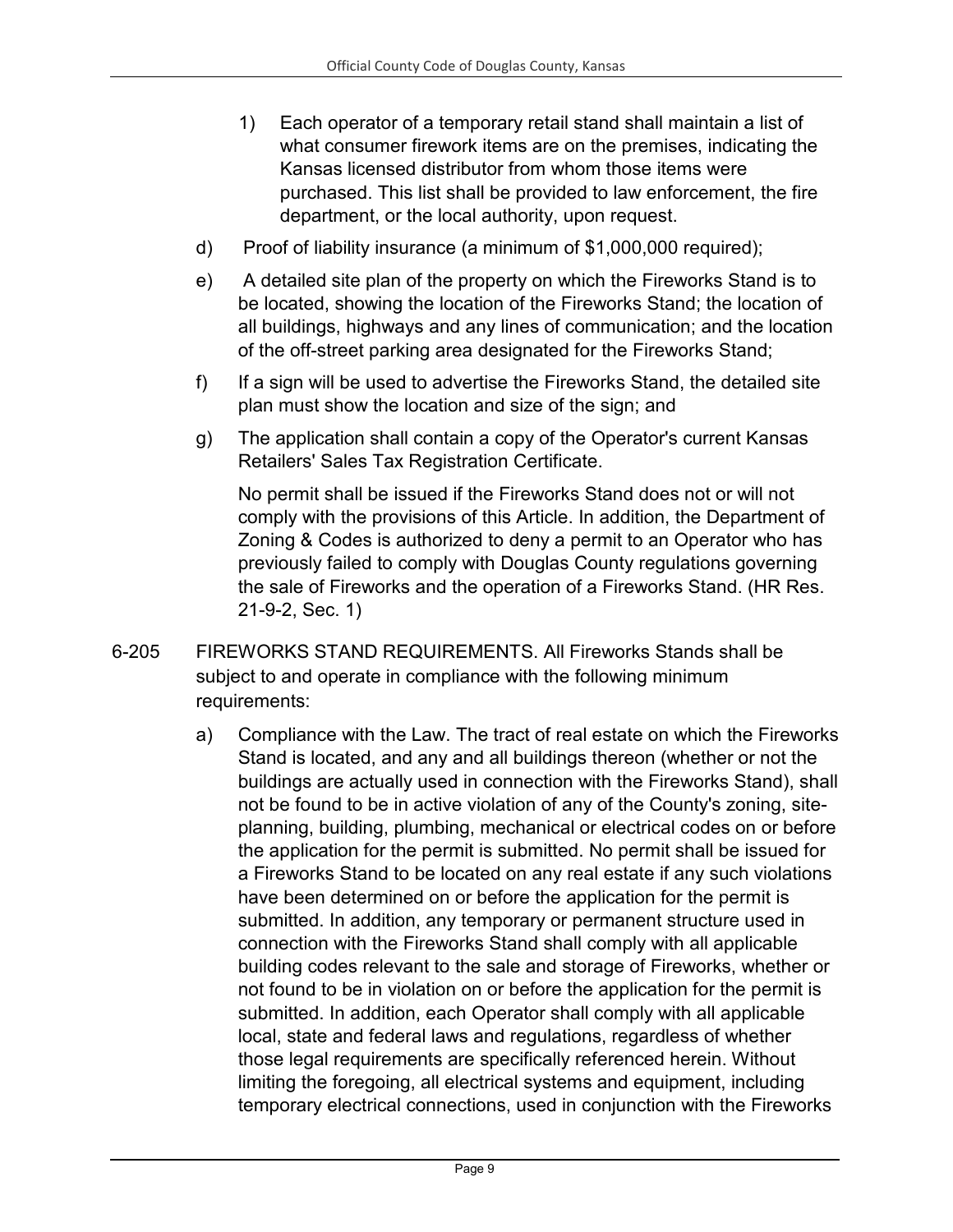1) Each operator of a temporary retail stand shall maintain a list of what consumer firework items are on the premises, indicating the Kansas licensed distributor from whom those items were purchased. This list shall be provided to law enforcement, the fire department, or the local authority, upon request.

d) Proof of liability insurance (a minimum of $1,000,000 required);

e) A detailed site plan of the property on which the Fireworks Stand is to be located, showing the location of the Fireworks Stand; the location of all buildings, highways and any lines of communication; and the location of the off-street parking area designated for the Fireworks Stand;

f) If a sign will be used to advertise the Fireworks Stand, the detailed site plan must show the location and size of the sign; and

g) The application shall contain a copy of the Operator's current Kansas Retailers' Sales Tax Registration Certificate.

No permit shall be issued if the Fireworks Stand does not or will not comply with the provisions of this Article. In addition, the Department of Zoning & Codes is authorized to deny a permit to an Operator who has previously failed to comply with Douglas County regulations governing the sale of Fireworks and the operation of a Fireworks Stand. (HR Res. 21-9-2, Sec. 1)

6-205 FIREWORKS STAND REQUIREMENTS. All Fireworks Stands shall be subject to and operate in compliance with the following minimum requirements:

a) Compliance with the Law. The tract of real estate on which the Fireworks Stand is located, and any and all buildings thereon (whether or not the buildings are actually used in connection with the Fireworks Stand), shall not be found to be in active violation of any of the County's zoning, site-planning, building, plumbing, mechanical or electrical codes on or before the application for the permit is submitted. No permit shall be issued for a Fireworks Stand to be located on any real estate if any such violations have been determined on or before the application for the permit is submitted. In addition, any temporary or permanent structure used in connection with the Fireworks Stand shall comply with all applicable building codes relevant to the sale and storage of Fireworks, whether or not found to be in violation on or before the application for the permit is submitted. In addition, each Operator shall comply with all applicable local, state and federal laws and regulations, regardless of whether those legal requirements are specifically referenced herein. Without limiting the foregoing, all electrical systems and equipment, including temporary electrical connections, used in conjunction with the Fireworks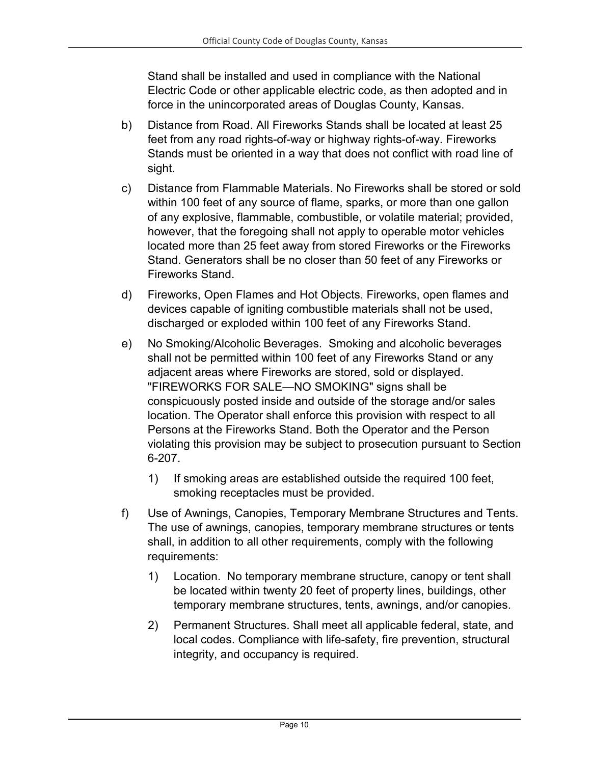Stand shall be installed and used in compliance with the National Electric Code or other applicable electric code, as then adopted and in force in the unincorporated areas of Douglas County, Kansas.

b) Distance from Road. All Fireworks Stands shall be located at least 25 feet from any road rights-of-way or highway rights-of-way. Fireworks Stands must be oriented in a way that does not conflict with road line of sight.

c) Distance from Flammable Materials. No Fireworks shall be stored or sold within 100 feet of any source of flame, sparks, or more than one gallon of any explosive, flammable, combustible, or volatile material; provided, however, that the foregoing shall not apply to operable motor vehicles located more than 25 feet away from stored Fireworks or the Fireworks Stand. Generators shall be no closer than 50 feet of any Fireworks or Fireworks Stand.

d) Fireworks, Open Flames and Hot Objects. Fireworks, open flames and devices capable of igniting combustible materials shall not be used, discharged or exploded within 100 feet of any Fireworks Stand.

e) No Smoking/Alcoholic Beverages. Smoking and alcoholic beverages shall not be permitted within 100 feet of any Fireworks Stand or any adjacent areas where Fireworks are stored, sold or displayed. "FIREWORKS FOR SALE—NO SMOKING" signs shall be conspicuously posted inside and outside of the storage and/or sales location. The Operator shall enforce this provision with respect to all Persons at the Fireworks Stand. Both the Operator and the Person violating this provision may be subject to prosecution pursuant to Section 6-207.

   1) If smoking areas are established outside the required 100 feet, smoking receptacles must be provided.

f) Use of Awnings, Canopies, Temporary Membrane Structures and Tents. The use of awnings, canopies, temporary membrane structures or tents shall, in addition to all other requirements, comply with the following requirements:

   1) Location. No temporary membrane structure, canopy or tent shall be located within twenty 20 feet of property lines, buildings, other temporary membrane structures, tents, awnings, and/or canopies.

   2) Permanent Structures. Shall meet all applicable federal, state, and local codes. Compliance with life-safety, fire prevention, structural integrity, and occupancy is required.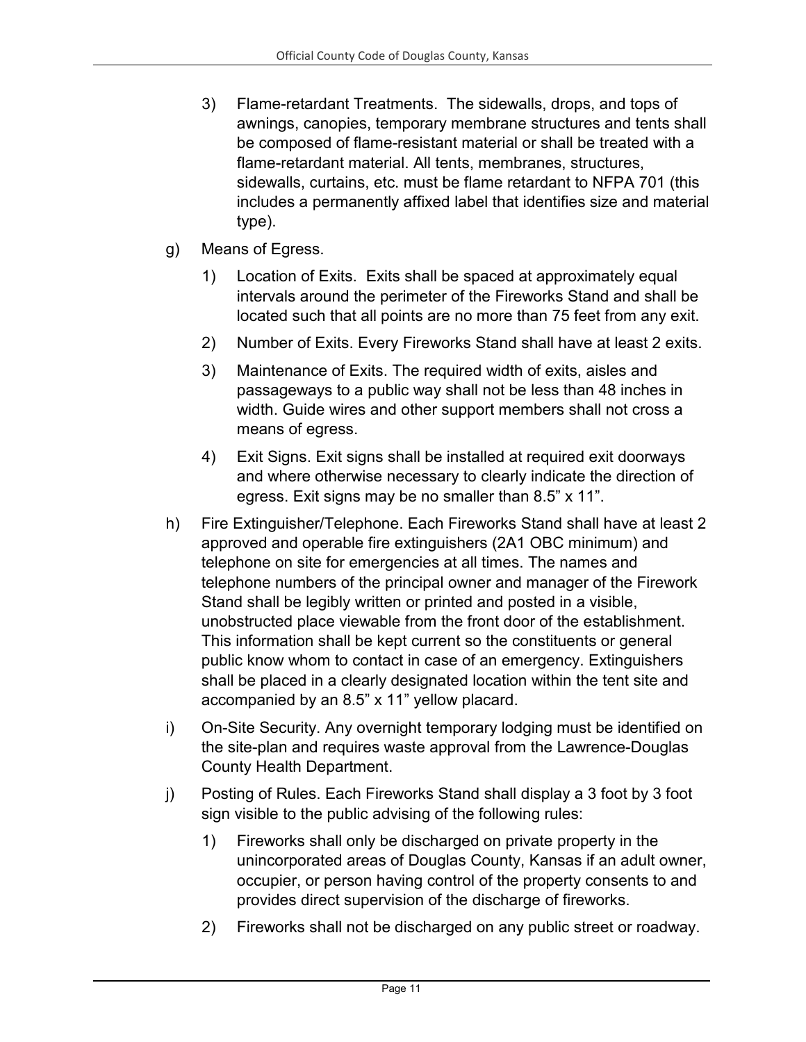3) Flame-retardant Treatments. The sidewalls, drops, and tops of awnings, canopies, temporary membrane structures and tents shall be composed of flame-resistant material or shall be treated with a flame-retardant material. All tents, membranes, structures, sidewalls, curtains, etc. must be flame retardant to NFPA 701 (this includes a permanently affixed label that identifies size and material type).

g) Means of Egress.

1) Location of Exits. Exits shall be spaced at approximately equal intervals around the perimeter of the Fireworks Stand and shall be located such that all points are no more than 75 feet from any exit.

2) Number of Exits. Every Fireworks Stand shall have at least 2 exits.

3) Maintenance of Exits. The required width of exits, aisles and passageways to a public way shall not be less than 48 inches in width. Guide wires and other support members shall not cross a means of egress.

4) Exit Signs. Exit signs shall be installed at required exit doorways and where otherwise necessary to clearly indicate the direction of egress. Exit signs may be no smaller than 8.5" x 11".

h) Fire Extinguisher/Telephone. Each Fireworks Stand shall have at least 2 approved and operable fire extinguishers (2A1 OBC minimum) and telephone on site for emergencies at all times. The names and telephone numbers of the principal owner and manager of the Firework Stand shall be legibly written or printed and posted in a visible, unobstructed place viewable from the front door of the establishment. This information shall be kept current so the constituents or general public know whom to contact in case of an emergency. Extinguishers shall be placed in a clearly designated location within the tent site and accompanied by an 8.5" x 11" yellow placard.

i) On-Site Security. Any overnight temporary lodging must be identified on the site-plan and requires waste approval from the Lawrence-Douglas County Health Department.

j) Posting of Rules. Each Fireworks Stand shall display a 3 foot by 3 foot sign visible to the public advising of the following rules:

1) Fireworks shall only be discharged on private property in the unincorporated areas of Douglas County, Kansas if an adult owner, occupier, or person having control of the property consents to and provides direct supervision of the discharge of fireworks.

2) Fireworks shall not be discharged on any public street or roadway.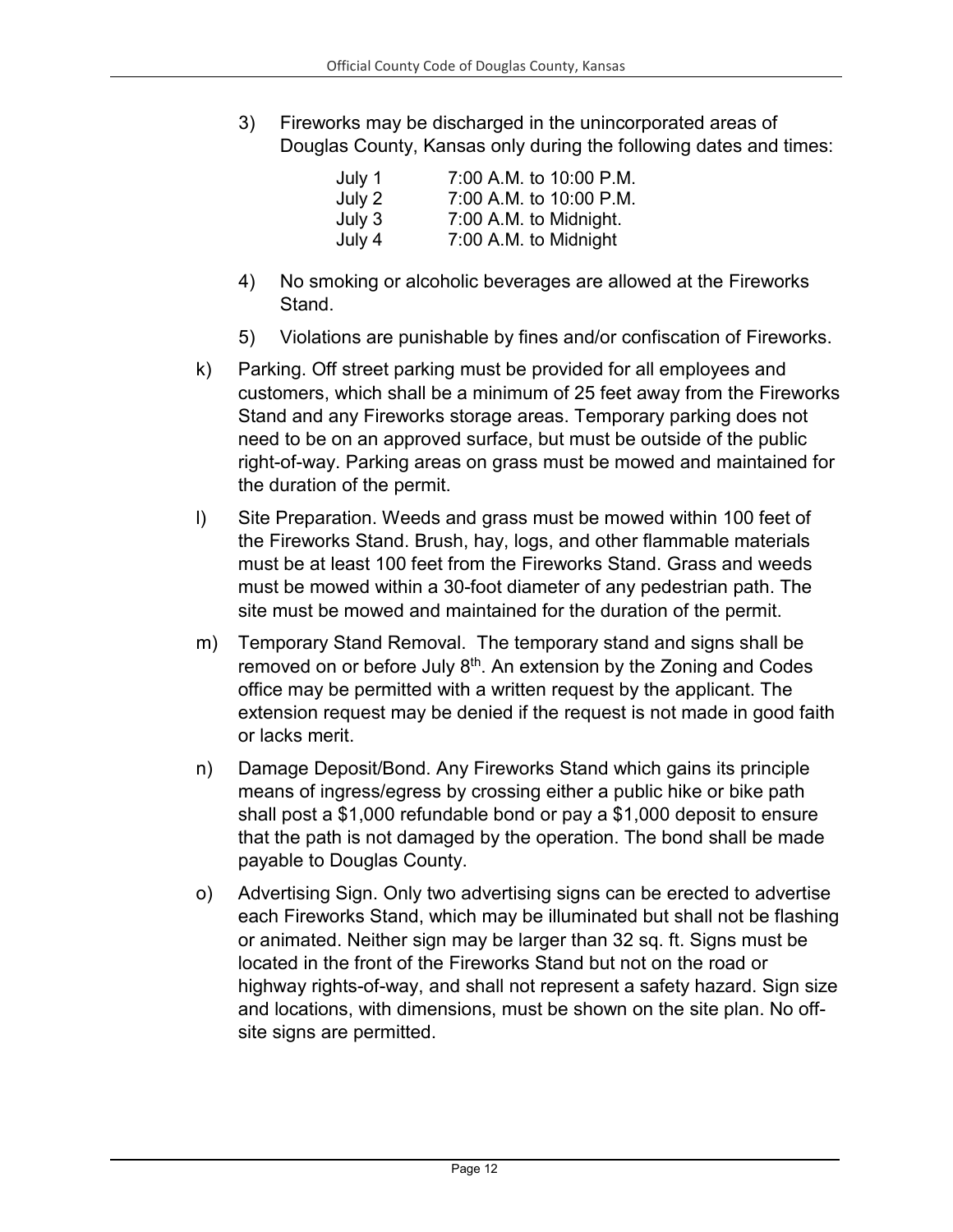3) Fireworks may be discharged in the unincorporated areas of Douglas County, Kansas only during the following dates and times:

| | |
|---|---|
| July 1 | 7:00 A.M. to 10:00 P.M. |
| July 2 | 7:00 A.M. to 10:00 P.M. |
| July 3 | 7:00 A.M. to Midnight. |
| July 4 | 7:00 A.M. to Midnight |

4) No smoking or alcoholic beverages are allowed at the Fireworks Stand.

5) Violations are punishable by fines and/or confiscation of Fireworks.

k) Parking. Off street parking must be provided for all employees and customers, which shall be a minimum of 25 feet away from the Fireworks Stand and any Fireworks storage areas. Temporary parking does not need to be on an approved surface, but must be outside of the public right-of-way. Parking areas on grass must be mowed and maintained for the duration of the permit.

l) Site Preparation. Weeds and grass must be mowed within 100 feet of the Fireworks Stand. Brush, hay, logs, and other flammable materials must be at least 100 feet from the Fireworks Stand. Grass and weeds must be mowed within a 30-foot diameter of any pedestrian path. The site must be mowed and maintained for the duration of the permit.

m) Temporary Stand Removal. The temporary stand and signs shall be removed on or before July 8th. An extension by the Zoning and Codes office may be permitted with a written request by the applicant. The extension request may be denied if the request is not made in good faith or lacks merit.

n) Damage Deposit/Bond. Any Fireworks Stand which gains its principle means of ingress/egress by crossing either a public hike or bike path shall post a $1,000 refundable bond or pay a $1,000 deposit to ensure that the path is not damaged by the operation. The bond shall be made payable to Douglas County.

o) Advertising Sign. Only two advertising signs can be erected to advertise each Fireworks Stand, which may be illuminated but shall not be flashing or animated. Neither sign may be larger than 32 sq. ft. Signs must be located in the front of the Fireworks Stand but not on the road or highway rights-of-way, and shall not represent a safety hazard. Sign size and locations, with dimensions, must be shown on the site plan. No off-site signs are permitted.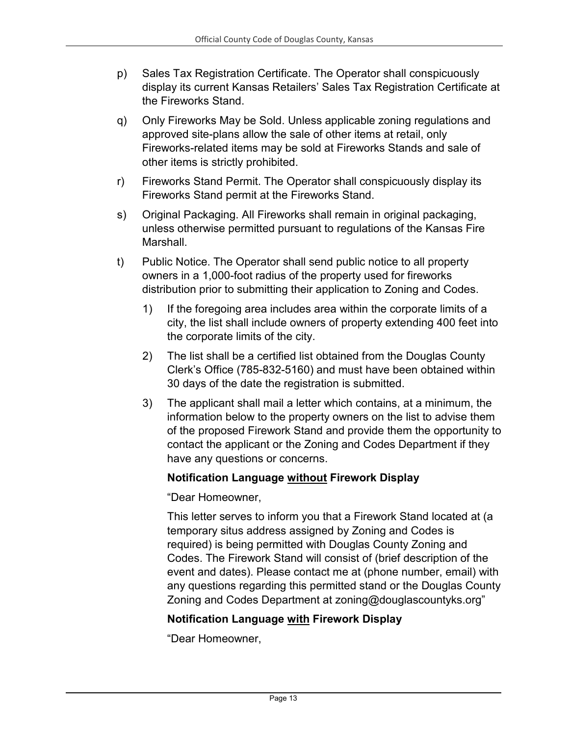p) Sales Tax Registration Certificate. The Operator shall conspicuously display its current Kansas Retailers' Sales Tax Registration Certificate at the Fireworks Stand.

q) Only Fireworks May be Sold. Unless applicable zoning regulations and approved site-plans allow the sale of other items at retail, only Fireworks-related items may be sold at Fireworks Stands and sale of other items is strictly prohibited.

r) Fireworks Stand Permit. The Operator shall conspicuously display its Fireworks Stand permit at the Fireworks Stand.

s) Original Packaging. All Fireworks shall remain in original packaging, unless otherwise permitted pursuant to regulations of the Kansas Fire Marshall.

t) Public Notice. The Operator shall send public notice to all property owners in a 1,000-foot radius of the property used for fireworks distribution prior to submitting their application to Zoning and Codes.

    1) If the foregoing area includes area within the corporate limits of a city, the list shall include owners of property extending 400 feet into the corporate limits of the city.

    2) The list shall be a certified list obtained from the Douglas County Clerk's Office (785-832-5160) and must have been obtained within 30 days of the date the registration is submitted.

    3) The applicant shall mail a letter which contains, at a minimum, the information below to the property owners on the list to advise them of the proposed Firework Stand and provide them the opportunity to contact the applicant or the Zoning and Codes Department if they have any questions or concerns.

    **Notification Language <u>without</u> Firework Display**

    "Dear Homeowner,

    This letter serves to inform you that a Firework Stand located at (a temporary situs address assigned by Zoning and Codes is required) is being permitted with Douglas County Zoning and Codes. The Firework Stand will consist of (brief description of the event and dates). Please contact me at (phone number, email) with any questions regarding this permitted stand or the Douglas County Zoning and Codes Department at zoning@douglascountyks.org"

    **Notification Language <u>with</u> Firework Display**

    "Dear Homeowner,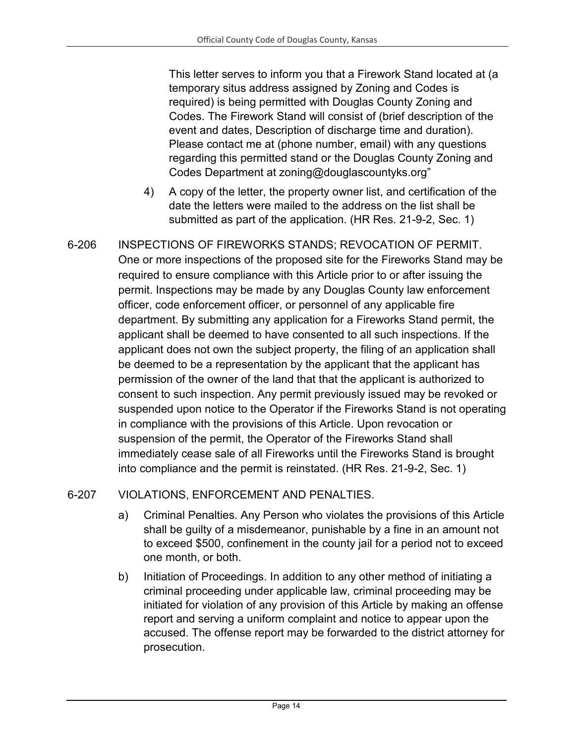This letter serves to inform you that a Firework Stand located at (a temporary situs address assigned by Zoning and Codes is required) is being permitted with Douglas County Zoning and Codes. The Firework Stand will consist of (brief description of the event and dates, Description of discharge time and duration). Please contact me at (phone number, email) with any questions regarding this permitted stand or the Douglas County Zoning and Codes Department at zoning@douglascountyks.org"

4) A copy of the letter, the property owner list, and certification of the date the letters were mailed to the address on the list shall be submitted as part of the application. (HR Res. 21-9-2, Sec. 1)

6-206 INSPECTIONS OF FIREWORKS STANDS; REVOCATION OF PERMIT. One or more inspections of the proposed site for the Fireworks Stand may be required to ensure compliance with this Article prior to or after issuing the permit. Inspections may be made by any Douglas County law enforcement officer, code enforcement officer, or personnel of any applicable fire department. By submitting any application for a Fireworks Stand permit, the applicant shall be deemed to have consented to all such inspections. If the applicant does not own the subject property, the filing of an application shall be deemed to be a representation by the applicant that the applicant has permission of the owner of the land that that the applicant is authorized to consent to such inspection. Any permit previously issued may be revoked or suspended upon notice to the Operator if the Fireworks Stand is not operating in compliance with the provisions of this Article. Upon revocation or suspension of the permit, the Operator of the Fireworks Stand shall immediately cease sale of all Fireworks until the Fireworks Stand is brought into compliance and the permit is reinstated. (HR Res. 21-9-2, Sec. 1)

6-207 VIOLATIONS, ENFORCEMENT AND PENALTIES.

a) Criminal Penalties. Any Person who violates the provisions of this Article shall be guilty of a misdemeanor, punishable by a fine in an amount not to exceed $500, confinement in the county jail for a period not to exceed one month, or both.

b) Initiation of Proceedings. In addition to any other method of initiating a criminal proceeding under applicable law, criminal proceeding may be initiated for violation of any provision of this Article by making an offense report and serving a uniform complaint and notice to appear upon the accused. The offense report may be forwarded to the district attorney for prosecution.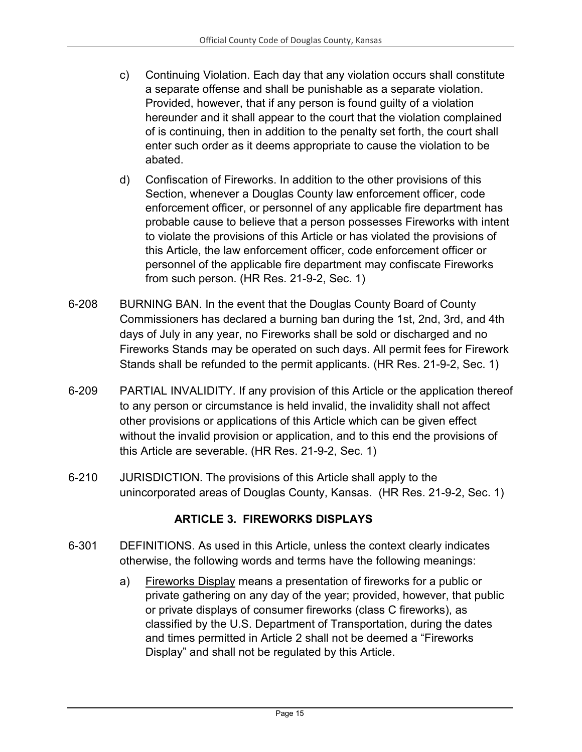c) Continuing Violation. Each day that any violation occurs shall constitute a separate offense and shall be punishable as a separate violation. Provided, however, that if any person is found guilty of a violation hereunder and it shall appear to the court that the violation complained of is continuing, then in addition to the penalty set forth, the court shall enter such order as it deems appropriate to cause the violation to be abated.

d) Confiscation of Fireworks. In addition to the other provisions of this Section, whenever a Douglas County law enforcement officer, code enforcement officer, or personnel of any applicable fire department has probable cause to believe that a person possesses Fireworks with intent to violate the provisions of this Article or has violated the provisions of this Article, the law enforcement officer, code enforcement officer or personnel of the applicable fire department may confiscate Fireworks from such person. (HR Res. 21-9-2, Sec. 1)

6-208 BURNING BAN. In the event that the Douglas County Board of County Commissioners has declared a burning ban during the 1st, 2nd, 3rd, and 4th days of July in any year, no Fireworks shall be sold or discharged and no Fireworks Stands may be operated on such days. All permit fees for Firework Stands shall be refunded to the permit applicants. (HR Res. 21-9-2, Sec. 1)

6-209 PARTIAL INVALIDITY. If any provision of this Article or the application thereof to any person or circumstance is held invalid, the invalidity shall not affect other provisions or applications of this Article which can be given effect without the invalid provision or application, and to this end the provisions of this Article are severable. (HR Res. 21-9-2, Sec. 1)

6-210 JURISDICTION. The provisions of this Article shall apply to the unincorporated areas of Douglas County, Kansas. (HR Res. 21-9-2, Sec. 1)

## ARTICLE 3. FIREWORKS DISPLAYS

6-301 DEFINITIONS. As used in this Article, unless the context clearly indicates otherwise, the following words and terms have the following meanings:

a) Fireworks Display means a presentation of fireworks for a public or private gathering on any day of the year; provided, however, that public or private displays of consumer fireworks (class C fireworks), as classified by the U.S. Department of Transportation, during the dates and times permitted in Article 2 shall not be deemed a "Fireworks Display" and shall not be regulated by this Article.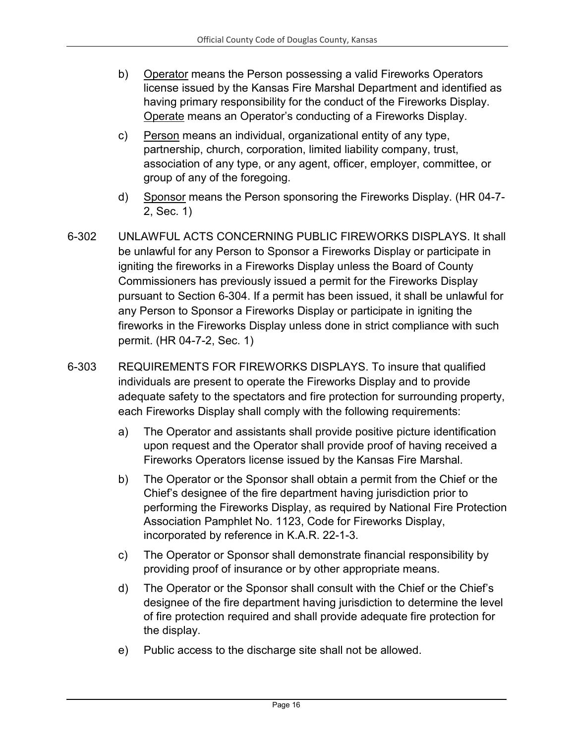b) <u>Operator</u> means the Person possessing a valid Fireworks Operators license issued by the Kansas Fire Marshal Department and identified as having primary responsibility for the conduct of the Fireworks Display. <u>Operate</u> means an Operator's conducting of a Fireworks Display.

c) <u>Person</u> means an individual, organizational entity of any type, partnership, church, corporation, limited liability company, trust, association of any type, or any agent, officer, employer, committee, or group of any of the foregoing.

d) <u>Sponsor</u> means the Person sponsoring the Fireworks Display. (HR 04-7-2, Sec. 1)

6-302 UNLAWFUL ACTS CONCERNING PUBLIC FIREWORKS DISPLAYS. It shall be unlawful for any Person to Sponsor a Fireworks Display or participate in igniting the fireworks in a Fireworks Display unless the Board of County Commissioners has previously issued a permit for the Fireworks Display pursuant to Section 6-304. If a permit has been issued, it shall be unlawful for any Person to Sponsor a Fireworks Display or participate in igniting the fireworks in the Fireworks Display unless done in strict compliance with such permit. (HR 04-7-2, Sec. 1)

6-303 REQUIREMENTS FOR FIREWORKS DISPLAYS. To insure that qualified individuals are present to operate the Fireworks Display and to provide adequate safety to the spectators and fire protection for surrounding property, each Fireworks Display shall comply with the following requirements:

a) The Operator and assistants shall provide positive picture identification upon request and the Operator shall provide proof of having received a Fireworks Operators license issued by the Kansas Fire Marshal.

b) The Operator or the Sponsor shall obtain a permit from the Chief or the Chief's designee of the fire department having jurisdiction prior to performing the Fireworks Display, as required by National Fire Protection Association Pamphlet No. 1123, Code for Fireworks Display, incorporated by reference in K.A.R. 22-1-3.

c) The Operator or Sponsor shall demonstrate financial responsibility by providing proof of insurance or by other appropriate means.

d) The Operator or the Sponsor shall consult with the Chief or the Chief's designee of the fire department having jurisdiction to determine the level of fire protection required and shall provide adequate fire protection for the display.

e) Public access to the discharge site shall not be allowed.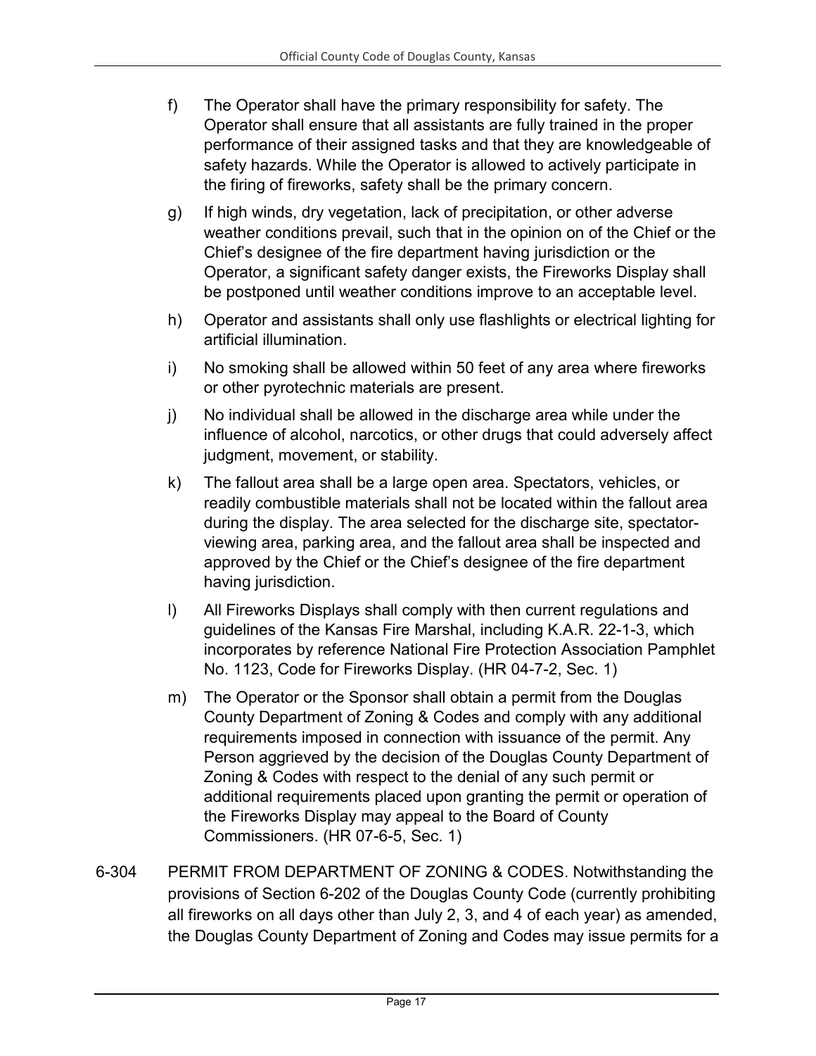f) The Operator shall have the primary responsibility for safety. The Operator shall ensure that all assistants are fully trained in the proper performance of their assigned tasks and that they are knowledgeable of safety hazards. While the Operator is allowed to actively participate in the firing of fireworks, safety shall be the primary concern.

g) If high winds, dry vegetation, lack of precipitation, or other adverse weather conditions prevail, such that in the opinion on of the Chief or the Chief's designee of the fire department having jurisdiction or the Operator, a significant safety danger exists, the Fireworks Display shall be postponed until weather conditions improve to an acceptable level.

h) Operator and assistants shall only use flashlights or electrical lighting for artificial illumination.

i) No smoking shall be allowed within 50 feet of any area where fireworks or other pyrotechnic materials are present.

j) No individual shall be allowed in the discharge area while under the influence of alcohol, narcotics, or other drugs that could adversely affect judgment, movement, or stability.

k) The fallout area shall be a large open area. Spectators, vehicles, or readily combustible materials shall not be located within the fallout area during the display. The area selected for the discharge site, spectator-viewing area, parking area, and the fallout area shall be inspected and approved by the Chief or the Chief's designee of the fire department having jurisdiction.

l) All Fireworks Displays shall comply with then current regulations and guidelines of the Kansas Fire Marshal, including K.A.R. 22-1-3, which incorporates by reference National Fire Protection Association Pamphlet No. 1123, Code for Fireworks Display. (HR 04-7-2, Sec. 1)

m) The Operator or the Sponsor shall obtain a permit from the Douglas County Department of Zoning & Codes and comply with any additional requirements imposed in connection with issuance of the permit. Any Person aggrieved by the decision of the Douglas County Department of Zoning & Codes with respect to the denial of any such permit or additional requirements placed upon granting the permit or operation of the Fireworks Display may appeal to the Board of County Commissioners. (HR 07-6-5, Sec. 1)

6-304 PERMIT FROM DEPARTMENT OF ZONING & CODES. Notwithstanding the provisions of Section 6-202 of the Douglas County Code (currently prohibiting all fireworks on all days other than July 2, 3, and 4 of each year) as amended, the Douglas County Department of Zoning and Codes may issue permits for a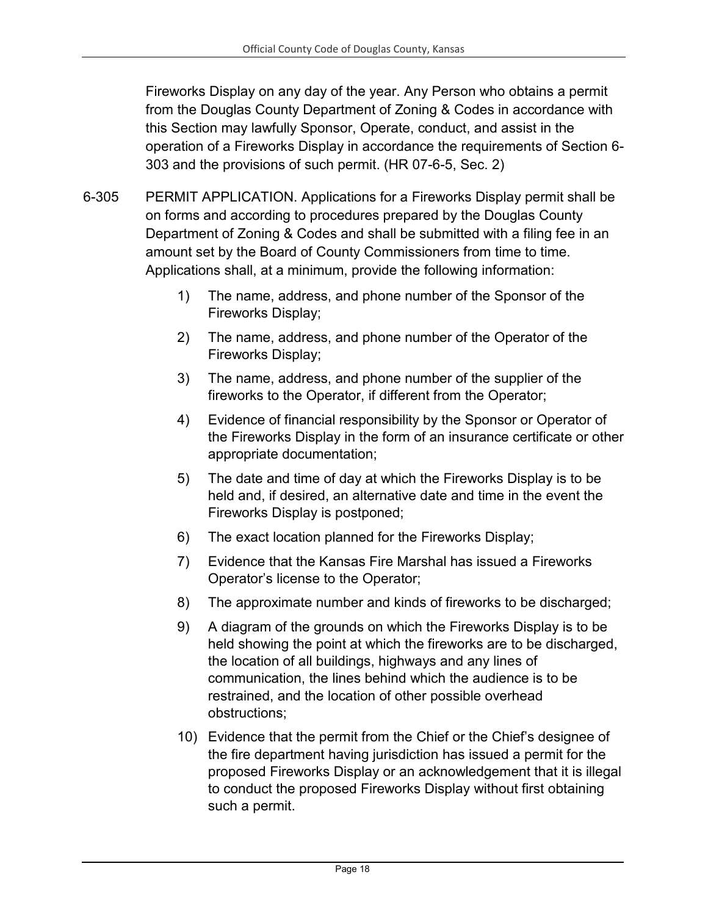Fireworks Display on any day of the year. Any Person who obtains a permit from the Douglas County Department of Zoning & Codes in accordance with this Section may lawfully Sponsor, Operate, conduct, and assist in the operation of a Fireworks Display in accordance the requirements of Section 6-303 and the provisions of such permit. (HR 07-6-5, Sec. 2)

6-305 PERMIT APPLICATION. Applications for a Fireworks Display permit shall be on forms and according to procedures prepared by the Douglas County Department of Zoning & Codes and shall be submitted with a filing fee in an amount set by the Board of County Commissioners from time to time. Applications shall, at a minimum, provide the following information:

1) The name, address, and phone number of the Sponsor of the Fireworks Display;
2) The name, address, and phone number of the Operator of the Fireworks Display;
3) The name, address, and phone number of the supplier of the fireworks to the Operator, if different from the Operator;
4) Evidence of financial responsibility by the Sponsor or Operator of the Fireworks Display in the form of an insurance certificate or other appropriate documentation;
5) The date and time of day at which the Fireworks Display is to be held and, if desired, an alternative date and time in the event the Fireworks Display is postponed;
6) The exact location planned for the Fireworks Display;
7) Evidence that the Kansas Fire Marshal has issued a Fireworks Operator's license to the Operator;
8) The approximate number and kinds of fireworks to be discharged;
9) A diagram of the grounds on which the Fireworks Display is to be held showing the point at which the fireworks are to be discharged, the location of all buildings, highways and any lines of communication, the lines behind which the audience is to be restrained, and the location of other possible overhead obstructions;
10) Evidence that the permit from the Chief or the Chief's designee of the fire department having jurisdiction has issued a permit for the proposed Fireworks Display or an acknowledgement that it is illegal to conduct the proposed Fireworks Display without first obtaining such a permit.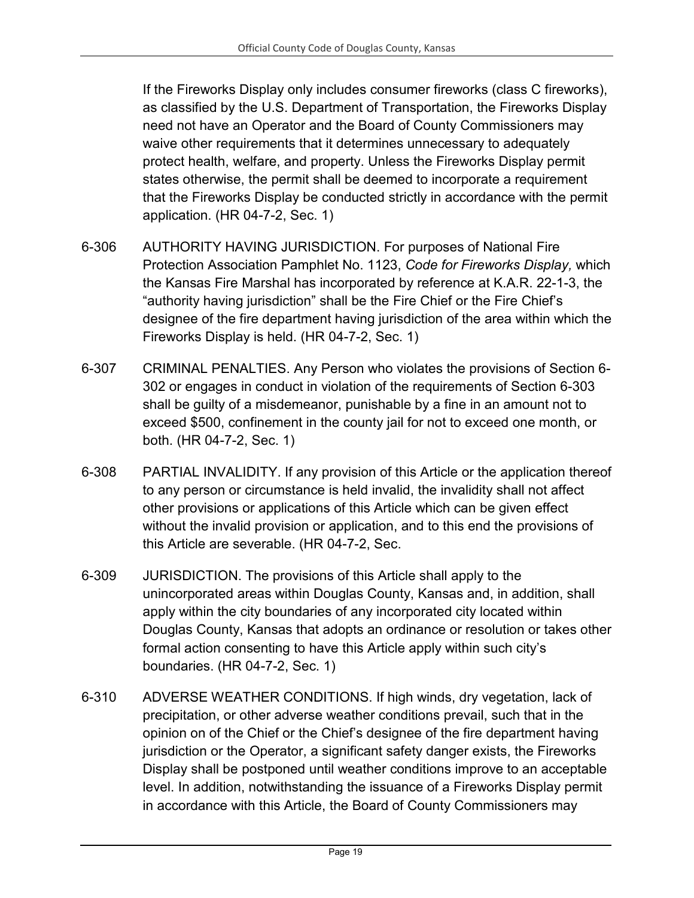If the Fireworks Display only includes consumer fireworks (class C fireworks), as classified by the U.S. Department of Transportation, the Fireworks Display need not have an Operator and the Board of County Commissioners may waive other requirements that it determines unnecessary to adequately protect health, welfare, and property. Unless the Fireworks Display permit states otherwise, the permit shall be deemed to incorporate a requirement that the Fireworks Display be conducted strictly in accordance with the permit application. (HR 04-7-2, Sec. 1)

6-306 AUTHORITY HAVING JURISDICTION. For purposes of National Fire Protection Association Pamphlet No. 1123, *Code for Fireworks Display,* which the Kansas Fire Marshal has incorporated by reference at K.A.R. 22-1-3, the "authority having jurisdiction" shall be the Fire Chief or the Fire Chief's designee of the fire department having jurisdiction of the area within which the Fireworks Display is held. (HR 04-7-2, Sec. 1)

6-307 CRIMINAL PENALTIES. Any Person who violates the provisions of Section 6-302 or engages in conduct in violation of the requirements of Section 6-303 shall be guilty of a misdemeanor, punishable by a fine in an amount not to exceed $500, confinement in the county jail for not to exceed one month, or both. (HR 04-7-2, Sec. 1)

6-308 PARTIAL INVALIDITY. If any provision of this Article or the application thereof to any person or circumstance is held invalid, the invalidity shall not affect other provisions or applications of this Article which can be given effect without the invalid provision or application, and to this end the provisions of this Article are severable. (HR 04-7-2, Sec.

6-309 JURISDICTION. The provisions of this Article shall apply to the unincorporated areas within Douglas County, Kansas and, in addition, shall apply within the city boundaries of any incorporated city located within Douglas County, Kansas that adopts an ordinance or resolution or takes other formal action consenting to have this Article apply within such city's boundaries. (HR 04-7-2, Sec. 1)

6-310 ADVERSE WEATHER CONDITIONS. If high winds, dry vegetation, lack of precipitation, or other adverse weather conditions prevail, such that in the opinion on of the Chief or the Chief's designee of the fire department having jurisdiction or the Operator, a significant safety danger exists, the Fireworks Display shall be postponed until weather conditions improve to an acceptable level. In addition, notwithstanding the issuance of a Fireworks Display permit in accordance with this Article, the Board of County Commissioners may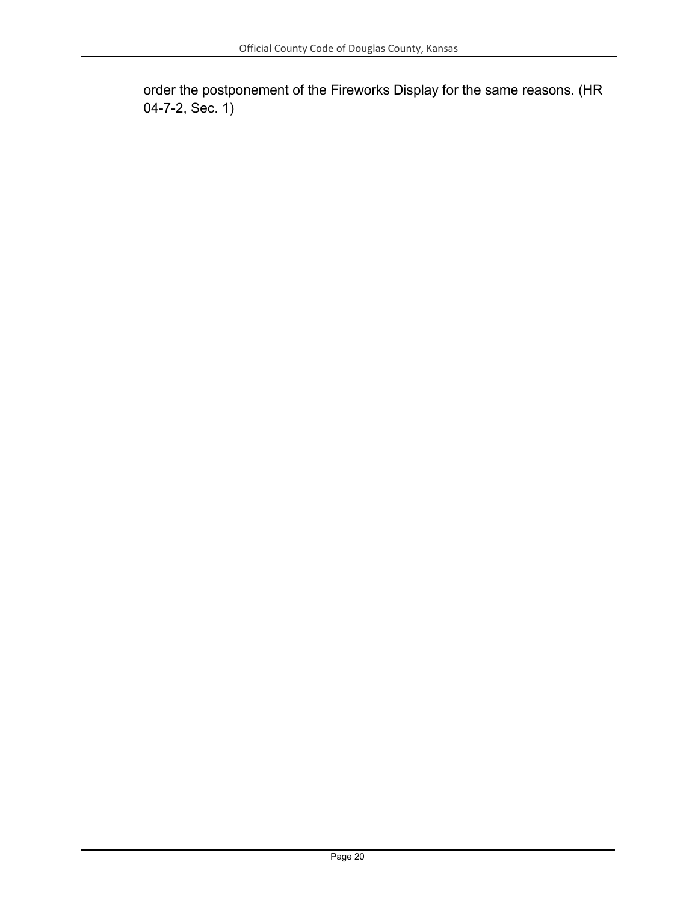order the postponement of the Fireworks Display for the same reasons. (HR 04-7-2, Sec. 1)